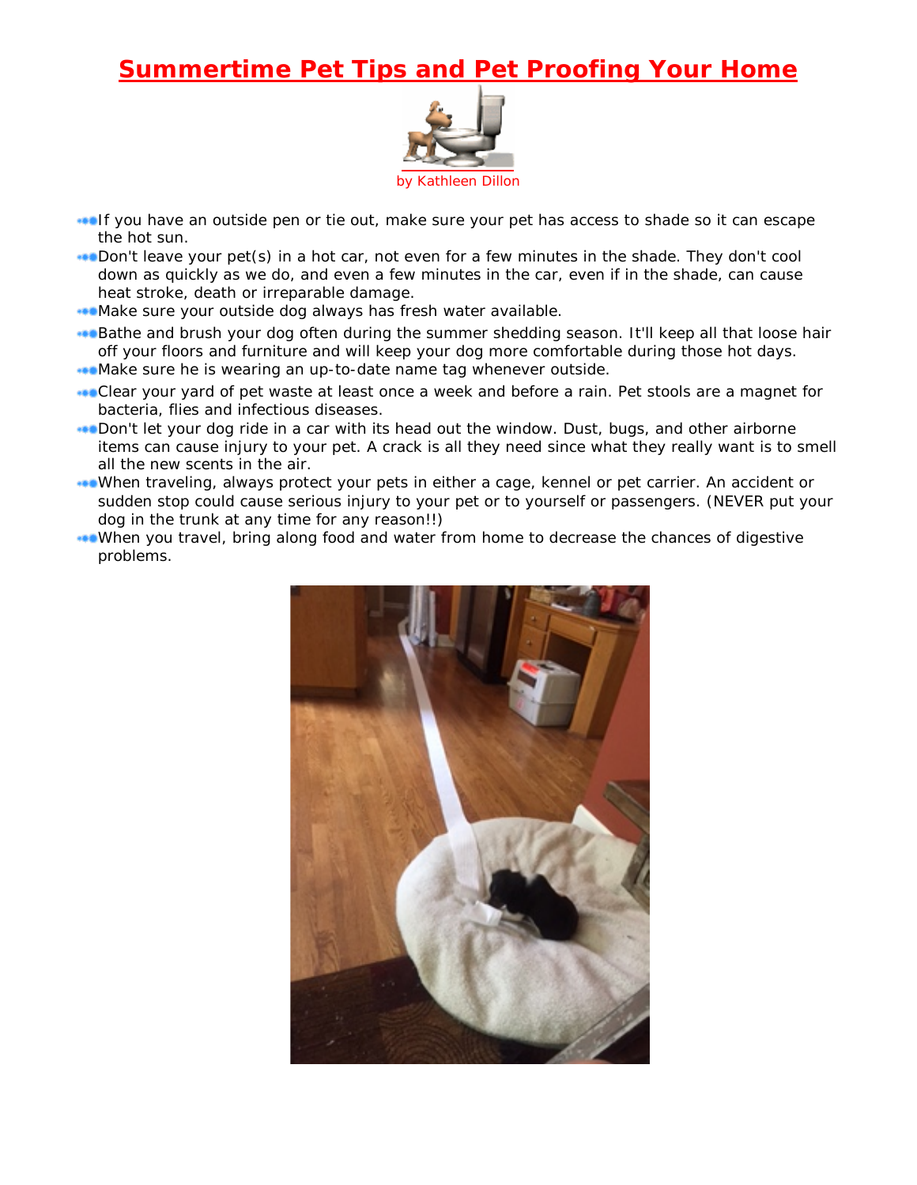# Summertime Pet Tips and Pet Proofing Your Home

by Kathleen Dillon

- If you have an outside pen or tie out, make sure your pet has access to shade so it can escape the hot sun.
- Don't leave your pet(s) in a hot car, not even for a few minutes in the shade. They don't cool down as quickly as we do, and even a few minutes in the car, even if in the shade, can cause heat stroke, death or irreparable damage.
- Make sure your outside dog always has fresh water available.
- Bathe and brush your dog often during the summer shedding season. It'll keep all that loose hair off your floors and furniture and will keep your dog more comfortable during those hot days.
- Make sure he is wearing an up-to-date name tag whenever outside.
- Clear your yard of pet waste at least once a week and before a rain. Pet stools are a magnet for bacteria, flies and infectious diseases.
- Don't let your dog ride in a car with its head out the window. Dust, bugs, and other airborne items can cause injury to your pet. A crack is all they need since what they really want is to smell all the new scents in the air.
- When traveling, always protect your pets in either a cage, kennel or pet carrier. An accident or sudden stop could cause serious injury to your pet or to yourself or passengers. (NEVER put your dog in the trunk at any time for any reason!!)
- When you travel, bring along food and water from home to decrease the chances of digestive problems.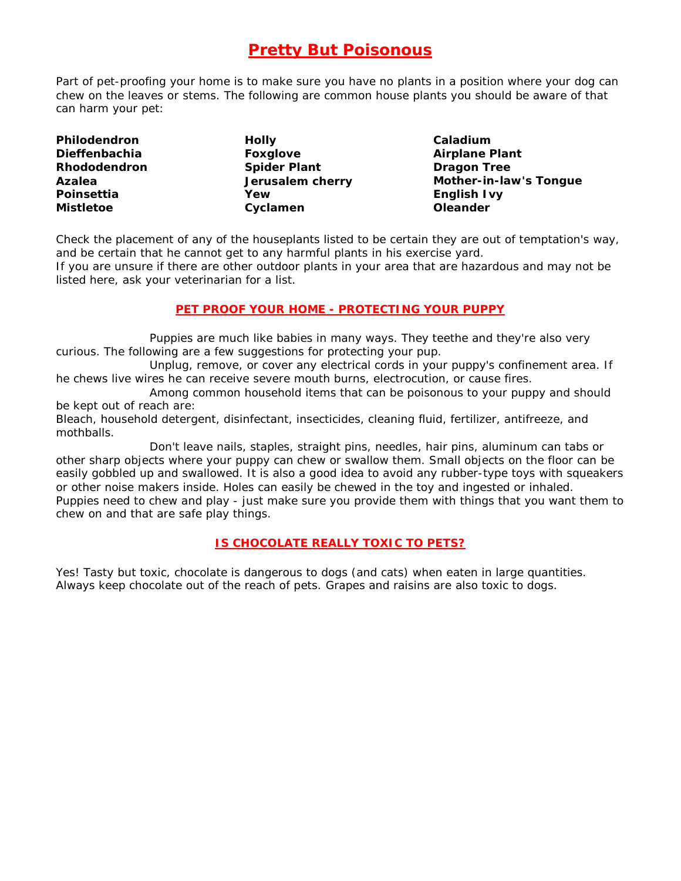# Pretty But Poisonous

Part of pet-proofing your home is to make sure you have no plants in a position where your dog can chew on the leaves or stems. The following are common house plants you should be aware of that can harm your pet:

| | | |
|---|---|---|
| **Philodendron** | **Holly** | **Caladium** |
| **Dieffenbachia** | **Foxglove** | **Airplane Plant** |
| **Rhododendron** | **Spider Plant** | **Dragon Tree** |
| **Azalea** | **Jerusalem cherry** | **Mother-in-law's Tongue** |
| **Poinsettia** | **Yew** | **English Ivy** |
| **Mistletoe** | **Cyclamen** | **Oleander** |

Check the placement of any of the houseplants listed to be certain they are out of temptation's way, and be certain that he cannot get to any harmful plants in his exercise yard.
If you are unsure if there are other outdoor plants in your area that are hazardous and may not be listed here, ask your veterinarian for a list.

## PET PROOF YOUR HOME - PROTECTING YOUR PUPPY

Puppies are much like babies in many ways. They teethe and they're also very curious. The following are a few suggestions for protecting your pup.

Unplug, remove, or cover any electrical cords in your puppy's confinement area. If he chews live wires he can receive severe mouth burns, electrocution, or cause fires.

Among common household items that can be poisonous to your puppy and should be kept out of reach are:
Bleach, household detergent, disinfectant, insecticides, cleaning fluid, fertilizer, antifreeze, and mothballs.

Don't leave nails, staples, straight pins, needles, hair pins, aluminum can tabs or other sharp objects where your puppy can chew or swallow them. Small objects on the floor can be easily gobbled up and swallowed. It is also a good idea to avoid any rubber-type toys with squeakers or other noise makers inside. Holes can easily be chewed in the toy and ingested or inhaled. Puppies need to chew and play - just make sure you provide them with things that you want them to chew on and that are safe play things.

## IS CHOCOLATE REALLY TOXIC TO PETS?

Yes! Tasty but toxic, chocolate is dangerous to dogs (and cats) when eaten in large quantities. Always keep chocolate out of the reach of pets. Grapes and raisins are also toxic to dogs.